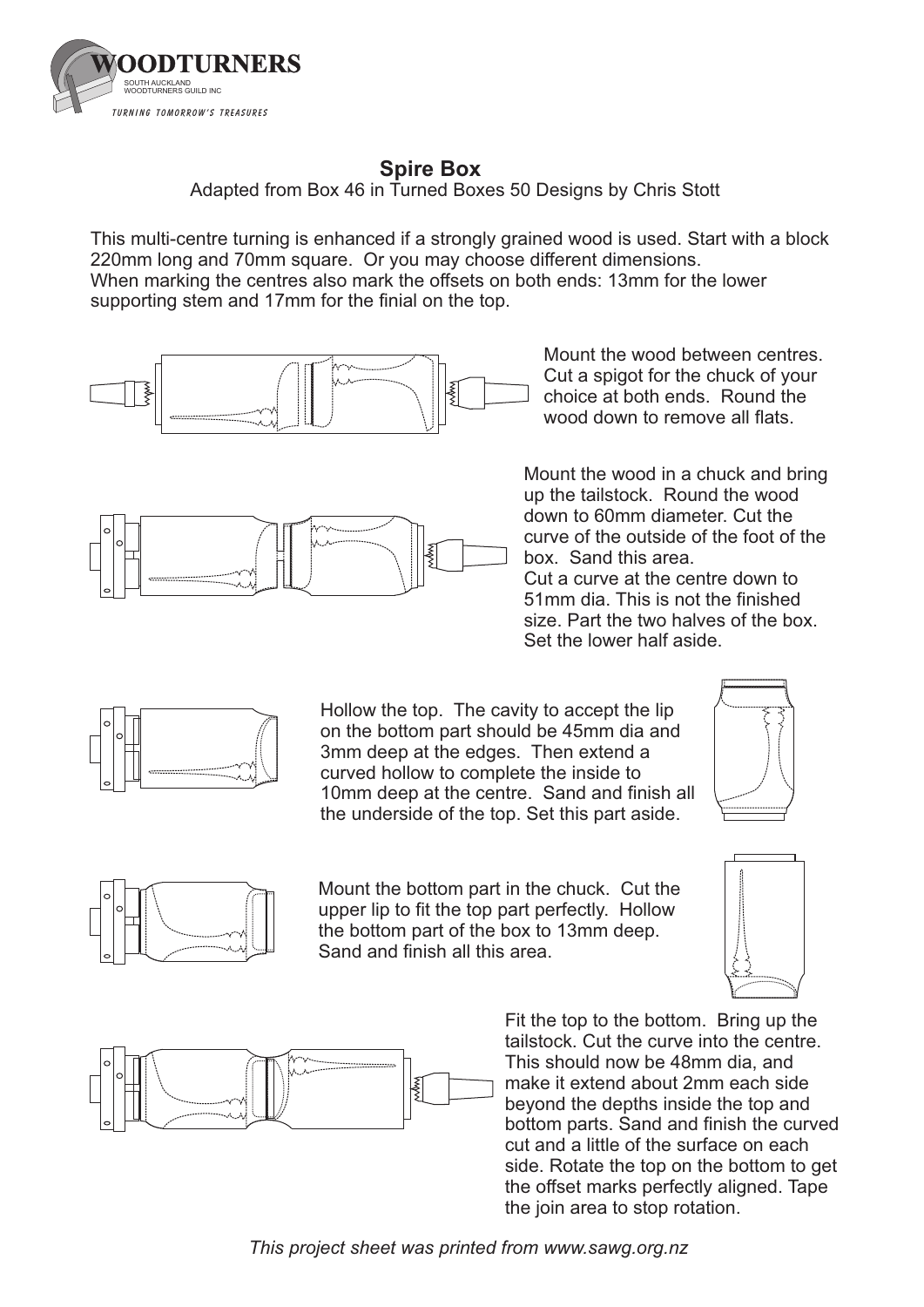WOODTURNERS

SOUTH AUCKLAND WOODTURNERS GUILD INC

*TURNING TOMORROW'S TREASURES*

# Spire Box

Adapted from Box 46 in Turned Boxes 50 Designs by Chris Stott

This multi-centre turning is enhanced if a strongly grained wood is used. Start with a block 220mm long and 70mm square. Or you may choose different dimensions. When marking the centres also mark the offsets on both ends: 13mm for the lower supporting stem and 17mm for the finial on the top.

Mount the wood between centres. Cut a spigot for the chuck of your choice at both ends. Round the wood down to remove all flats.

Mount the wood in a chuck and bring up the tailstock. Round the wood down to 60mm diameter. Cut the curve of the outside of the foot of the box. Sand this area.
Cut a curve at the centre down to 51mm dia. This is not the finished size. Part the two halves of the box. Set the lower half aside.

Hollow the top. The cavity to accept the lip on the bottom part should be 45mm dia and 3mm deep at the edges. Then extend a curved hollow to complete the inside to 10mm deep at the centre. Sand and finish all the underside of the top. Set this part aside.

Mount the bottom part in the chuck. Cut the upper lip to fit the top part perfectly. Hollow the bottom part of the box to 13mm deep. Sand and finish all this area.

Fit the top to the bottom. Bring up the tailstock. Cut the curve into the centre. This should now be 48mm dia, and make it extend about 2mm each side beyond the depths inside the top and bottom parts. Sand and finish the curved cut and a little of the surface on each side. Rotate the top on the bottom to get the offset marks perfectly aligned. Tape the join area to stop rotation.

*This project sheet was printed from www.sawg.org.nz*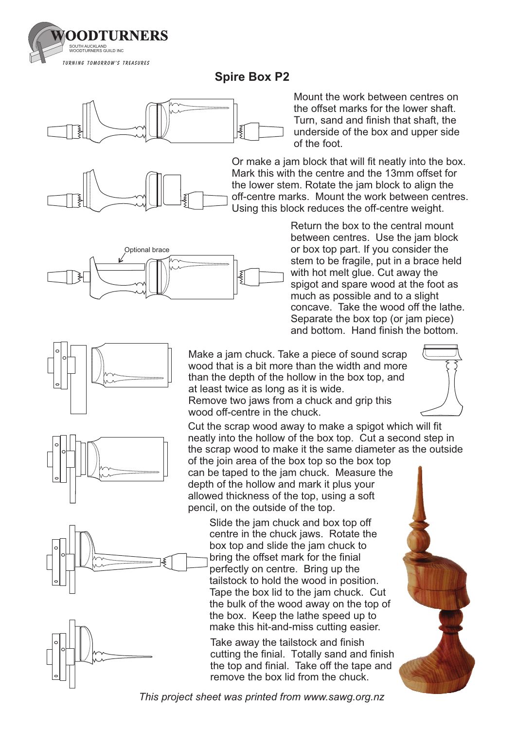## Spire Box P2

Mount the work between centres on the offset marks for the lower shaft. Turn, sand and finish that shaft, the underside of the box and upper side of the foot.

Or make a jam block that will fit neatly into the box. Mark this with the centre and the 13mm offset for the lower stem. Rotate the jam block to align the off-centre marks. Mount the work between centres. Using this block reduces the off-centre weight.

Optional brace

Return the box to the central mount between centres. Use the jam block or box top part. If you consider the stem to be fragile, put in a brace held with hot melt glue. Cut away the spigot and spare wood at the foot as much as possible and to a slight concave. Take the wood off the lathe. Separate the box top (or jam piece) and bottom. Hand finish the bottom.

Make a jam chuck. Take a piece of sound scrap wood that is a bit more than the width and more than the depth of the hollow in the box top, and at least twice as long as it is wide.
Remove two jaws from a chuck and grip this wood off-centre in the chuck.

Cut the scrap wood away to make a spigot which will fit neatly into the hollow of the box top. Cut a second step in the scrap wood to make it the same diameter as the outside of the join area of the box top so the box top can be taped to the jam chuck. Measure the depth of the hollow and mark it plus your allowed thickness of the top, using a soft pencil, on the outside of the top.

Slide the jam chuck and box top off centre in the chuck jaws. Rotate the box top and slide the jam chuck to bring the offset mark for the finial perfectly on centre. Bring up the tailstock to hold the wood in position. Tape the box lid to the jam chuck. Cut the bulk of the wood away on the top of the box. Keep the lathe speed up to make this hit-and-miss cutting easier.

Take away the tailstock and finish cutting the finial. Totally sand and finish the top and finial. Take off the tape and remove the box lid from the chuck.

*This project sheet was printed from www.sawg.org.nz*